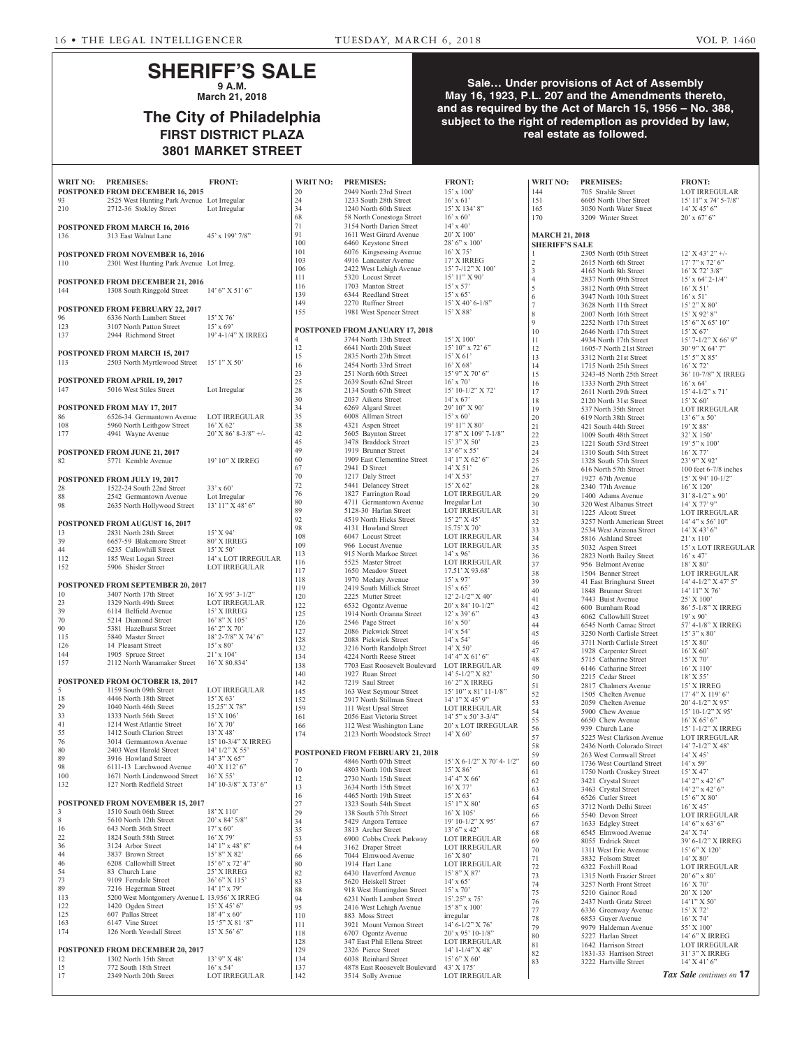# SHERIFF'S SALE

**9 A.M.**
**March 21, 2018**

## The City of Philadelphia
### FIRST DISTRICT PLAZA
### 3801 MARKET STREET

**Sale… Under provisions of Act of Assembly May 16, 1923, P.L. 207 and the Amendments thereto, and as required by the Act of March 15, 1956 – No. 388, subject to the right of redemption as provided by law, real estate as followed.**

| WRIT NO: | PREMISES: | FRONT: |
|---|---|---|
| **POSTPONED FROM DECEMBER 16, 2015** | | |
| 93 | 2525 West Hunting Park Avenue | Lot Irregular |
| 210 | 2712-36 Stokley Street | Lot Irregular |
| **POSTPONED FROM MARCH 16, 2016** | | |
| 136 | 313 East Walnut Lane | 45' x 199' 7/8" |
| **POSTPONED FROM NOVEMBER 16, 2016** | | |
| 110 | 2301 West Hunting Park Avenue | Lot Irreg. |
| **POSTPONED FROM DECEMBER 21, 2016** | | |
| 144 | 1308 South Ringgold Street | 14' 6" X 51' 6" |
| **POSTPONED FROM FEBRUARY 22, 2017** | | |
| 96 | 6336 North Lambert Street | 15' X 76' |
| 123 | 3107 North Patton Street | 15' x 69' |
| 137 | 2944 Richmond Street | 19' 4-1/4" X IRREG |
| **POSTPONED FROM MARCH 15, 2017** | | |
| 113 | 2503 North Myrtlewood Street | 15' 1" X 50' |
| **POSTPONED FROM APRIL 19, 2017** | | |
| 147 | 5016 West Stiles Street | Lot Irregular |
| **POSTPONED FROM MAY 17, 2017** | | |
| 86 | 6526-34 Germantown Avenue | LOT IRREGULAR |
| 108 | 5960 North Leithgow Street | 16' X 62' |
| 177 | 4941 Wayne Avenue | 20' X 86' 8-3/8" +/- |
| **POSTPONED FROM JUNE 21, 2017** | | |
| 82 | 5771 Kemble Avenue | 19' 10" X IRREG |
| **POSTPONED FROM JULY 19, 2017** | | |
| 28 | 1522-24 South 22nd Street | 33' x 60' |
| 88 | 2542 Germantown Avenue | Lot Irregular |
| 98 | 2635 North Hollywood Street | 13' 11" X 48' 6" |
| **POSTPONED FROM AUGUST 16, 2017** | | |
| 13 | 2831 North 28th Street | 15' X 94' |
| 39 | 6657-59 Blakemore Street | 80' X IRREG |
| 44 | 6235 Callowhill Street | 15' X 50' |
| 112 | 185 West Logan Street | 14' x LOT IRREGULAR |
| 152 | 5906 Shisler Street | LOT IRREGULAR |
| **POSTPONED FROM SEPTEMBER 20, 2017** | | |
| 10 | 3407 North 17th Street | 16' X 95' 3-1/2" |
| 23 | 1329 North 49th Street | LOT IRREGULAR |
| 39 | 6114 Belfield Avenue | 15' X IRREG |
| 70 | 5214 Diamond Street | 16' 8" X 105' |
| 90 | 5381 Hazelhurst Street | 16' 2" X 70' |
| 115 | 5840 Master Street | 18' 2-7/8" X 74' 6" |
| 126 | 14 Pleasant Street | 15' x 80' |
| 144 | 1905 Spruce Street | 21' x 104' |
| 157 | 2112 North Wanamaker Street | 16' X 80.834' |
| **POSTPONED FROM OCTOBER 18, 2017** | | |
| 5 | 1159 South 09th Street | LOT IRREGULAR |
| 18 | 4446 North 18th Street | 15' X 63' |
| 29 | 1040 North 46th Street | 15.25" X 78" |
| 33 | 1333 North 56th Street | 15' X 106' |
| 41 | 1214 West Atlantic Street | 16' X 70' |
| 55 | 1412 South Clarion Street | 13' X 48' |
| 76 | 3014 Germantown Avenue | 15' 10-3/4" X IRREG |
| 80 | 2403 West Harold Street | 14' 1/2" X 55' |
| 89 | 3916 Howland Street | 14' 3" X 65" |
| 98 | 6111-13 Larchwood Avenue | 40' X 112' 6" |
| 100 | 1671 North Lindenwood Street | 16' X 55' |
| 132 | 127 North Redfield Street | 14' 10-3/8" X 73' 6" |
| **POSTPONED FROM NOVEMBER 15, 2017** | | |
| 3 | 1510 South 06th Street | 18' X 110' |
| 8 | 5610 North 12th Street | 20' x 84' 5/8" |
| 16 | 643 North 36th Street | 17' x 60' |
| 22 | 1824 South 58th Street | 16' X 79' |
| 36 | 3124 Arbor Street | 14' 1" x 48' 8" |
| 44 | 3837 Brown Street | 15' 8" X 82' |
| 46 | 6208 Callowhill Street | 15' 6" x 72' 4" |
| 54 | 83 Church Lane | 25' X IRREG |
| 73 | 9109 Ferndale Street | 36' 6" X 115' |
| 89 | 7216 Hegerman Street | 14' 1" x 79' |
| 113 | 5200 West Montgomery Avenue | L 13.956' X IRREG |
| 122 | 1420 Ogden Street | 15' X 45' 6" |
| 125 | 607 Pallas Street | 18' 4" x 60' |
| 163 | 6147 Vine Street | 15 '5" X 81 '8" |
| 174 | 126 North Yewdall Street | 15' X 56' 6" |
| **POSTPONED FROM DECEMBER 20, 2017** | | |
| 12 | 1302 North 15th Street | 13' 9" X 48' |
| 15 | 772 South 18th Street | 16' x 54' |
| 17 | 2349 North 20th Street | LOT IRREGULAR |
| 20 | 2949 North 23rd Street | 15' x 100' |
| 24 | 1233 South 28th Street | 16' x 61' |
| 34 | 1240 North 60th Street | 15' X 134' 8" |
| 68 | 58 North Conestoga Street | 16' x 60' |
| 71 | 3154 North Darien Street | 14' x 40' |
| 91 | 1611 West Girard Avenue | 20' X 100' |
| 100 | 6460 Keystone Street | 28' 6" x 100' |
| 101 | 6076 Kingsessing Avenue | 16' X 75' |
| 103 | 4916 Lancaster Avenue | 17' X IRREG |
| 106 | 2422 West Lehigh Avenue | 15' 7-/12" X 100' |
| 111 | 5320 Locust Street | 15' 11" X 90' |
| 116 | 1703 Manton Street | 15' x 57' |
| 139 | 6344 Reedland Street | 15' x 65' |
| 149 | 2270 Ruffner Street | 15' X 40' 6-1/8" |
| 155 | 1981 West Spencer Street | 15' X 88' |
| **POSTPONED FROM JANUARY 17, 2018** | | |
| 4 | 3744 North 13th Street | 15' X 100' |
| 12 | 6641 North 20th Street | 15' 10" x 72' 6" |
| 15 | 2835 North 27th Street | 15' X 61' |
| 16 | 2454 North 33rd Street | 16' X 68' |
| 23 | 251 North 60th Street | 15' 9" X 70' 6" |
| 25 | 2639 South 62nd Street | 16' x 70' |
| 28 | 2134 South 67th Street | 15' 10-1/2" X 72' |
| 30 | 2037 Aikens Street | 14' x 67' |
| 34 | 6269 Algard Street | 29' 10" X 90' |
| 35 | 6008 Allman Street | 15' x 60' |
| 38 | 4321 Aspen Street | 19' 11" X 80' |
| 42 | 5605 Baynton Street | 17' 8" X 109' 7-1/8" |
| 45 | 3478 Braddock Street | 15' 3" X 50' |
| 49 | 1919 Brunner Street | 13' 6" x 55' |
| 60 | 1909 East Clementine Street | 14' 1" X 62' 6" |
| 67 | 2941 D Street | 14' X 51' |
| 70 | 1217 Daly Street | 14' X 53' |
| 72 | 5441 Delancey Street | 15' X 62' |
| 76 | 1827 Farrington Road | LOT IRREGULAR |
| 80 | 4711 Germantown Avenue | Irregular Lot |
| 89 | 5128-30 Harlan Street | LOT IRREGULAR |
| 92 | 4519 North Hicks Street | 15' 2" X 45' |
| 98 | 4131 Howland Street | 15.75' X 70' |
| 108 | 6047 Locust Street | LOT IRREGULAR |
| 109 | 966 Locust Avenue | LOT IRREGULAR |
| 113 | 915 North Markoe Street | 14' x 96' |
| 116 | 5525 Master Street | LOT IRREGULAR |
| 117 | 1650 Meadow Street | 17.51' X 93.68' |
| 118 | 1970 Medary Avenue | 15' x 97' |
| 119 | 2419 South Millick Street | 15' x 65' |
| 120 | 2225 Mutter Street | 12' 2-1/2" X 40' |
| 122 | 6532 Ogontz Avenue | 20' x 84' 10-1/2" |
| 125 | 1914 North Orianna Street | 12' x 39' 6" |
| 126 | 2546 Page Street | 16' x 50' |
| 127 | 2086 Pickwick Street | 14' x 54' |
| 128 | 2088 Pickwick Street | 14' x 54' |
| 132 | 3216 North Randolph Street | 14' X 50' |
| 134 | 4224 North Reese Street | 14' 4" X 61' 6" |
| 138 | 7703 East Roosevelt Boulevard | LOT IRREGULAR |
| 140 | 1927 Ruan Street | 14' 5-1/2" X 82' |
| 142 | 7219 Saul Street | 16' 2" X IRREG |
| 145 | 163 West Seymour Street | 15' 10" x 81' 11-1/8" |
| 152 | 2917 North Stillman Street | 14' 1" X 45' 9" |
| 159 | 111 West Upsal Street | LOT IRREGULAR |
| 161 | 2056 East Victoria Street | 14' 5" x 50' 3-3/4" |
| 166 | 112 West Washington Lane | 20' x LOT IRREGULAR |
| 174 | 2123 North Woodstock Street | 14' X 60' |
| **POSTPONED FROM FEBRUARY 21, 2018** | | |
| 7 | 4846 North 07th Street | 15' X 6-1/2" X 70' 4- 1/2" |
| 10 | 4803 North 10th Street | 15' X 86' |
| 12 | 2730 North 15th Street | 14' 4" X 66' |
| 13 | 3634 North 15th Street | 16' X 77' |
| 16 | 4465 North 19th Street | 15' X 63' |
| 27 | 1323 South 54th Street | 15' 1" X 80' |
| 29 | 138 South 57th Street | 16' X 105' |
| 34 | 5429 Angora Terrace | 19' 10-1/2" X 95' |
| 35 | 3813 Archer Street | 13' 6" x 42' |
| 53 | 6900 Cobbs Creek Parkway | LOT IRREGULAR |
| 64 | 3162 Draper Street | LOT IRREGULAR |
| 66 | 7044 Elmwood Avenue | 16' X 80' |
| 80 | 1914 Hart Lane | LOT IRREGULAR |
| 82 | 6430 Haverford Avenue | 15' 8" X 87' |
| 83 | 5620 Heiskell Street | 14' x 65' |
| 88 | 918 West Huntingdon Street | 15' x 70' |
| 94 | 6231 North Lambert Street | 15'.25" x 75' |
| 95 | 2416 West Lehigh Avenue | 15' 8" x 100' |
| 110 | 883 Moss Street | irregular |
| 111 | 3921 Mount Vernon Street | 14' 6-1/2" X 76' |
| 118 | 6707 Ogontz Avenue | 20' x 95' 10-1/8" |
| 128 | 347 East Phil Ellena Street | LOT IRREGULAR |
| 129 | 2326 Pierce Street | 14' 1-1/4" X 48' |
| 134 | 6038 Reinhard Street | 15' 6" X 60' |
| 137 | 4878 East Roosevelt Boulevard | 43' X 175' |
| 142 | 3514 Solly Avenue | LOT IRREGULAR |
| 144 | 705 Strahle Street | LOT IRREGULAR |
| 151 | 6605 North Uber Street | 15' 11" x 74' 5-7/8" |
| 165 | 3050 North Water Street | 14' X 45' 6" |
| 170 | 3209 Winter Street | 20' x 67' 6" |
| **MARCH 21, 2018 SHERIFF'S SALE** | | |
| 1 | 2305 North 05th Street | 12' X 43' 2" +/- |
| 2 | 2615 North 6th Street | 17' 7" x 72' 6" |
| 3 | 4165 North 8th Street | 16' X 72' 3/8" |
| 4 | 2837 North 09th Street | 15' x 64' 2-1/4" |
| 5 | 3812 North 09th Street | 16' X 51' |
| 6 | 3947 North 10th Street | 16' x 51' |
| 7 | 3628 North 11th Street | 15' 2" X 80' |
| 8 | 2007 North 16th Street | 15' X 92' 8" |
| 9 | 2252 North 17th Street | 15' 6" X 65' 10" |
| 10 | 2646 North 17th Street | 15' X 67' |
| 11 | 4934 North 17th Street | 15' 7-1/2" X 66' 9" |
| 12 | 1605-7 North 21st Street | 30' 9" X 64' 7" |
| 13 | 3312 North 21st Street | 15' 5" X 85' |
| 14 | 1715 North 25th Street | 16' X 72' |
| 15 | 3243-45 North 25th Street | 36' 10-7/8" X IRREG |
| 16 | 1333 North 29th Street | 16' x 64' |
| 17 | 2611 North 29th Street | 15' 4-1/2" x 71' |
| 18 | 2120 North 31st Street | 15' X 60' |
| 19 | 537 North 35th Street | LOT IRREGULAR |
| 20 | 619 North 38th Street | 13' 6" x 50' |
| 21 | 421 South 44th Street | 19' X 88' |
| 22 | 1009 South 48th Street | 32' X 150' |
| 23 | 1221 South 53rd Street | 19' 5" x 100' |
| 24 | 1310 South 54th Street | 16' X 77' |
| 25 | 1328 South 57th Street | 23' 9" X 92' |
| 26 | 616 North 57th Street | 100 feet 6-7/8 inches |
| 27 | 1927 67th Avenue | 15' X 94' 10-1/2" |
| 28 | 2340 77th Avenue | 16' X 120' |
| 29 | 1400 Adams Avenue | 31' 8-1/2" x 90' |
| 30 | 320 West Albanus Street | 14' X 77' 9" |
| 31 | 1225 Alcott Street | LOT IRREGULAR |
| 32 | 3257 North American Street | 14' 4" x 56' 10" |
| 33 | 2534 West Arizona Street | 14' X 43' 6" |
| 34 | 5816 Ashland Street | 21' x 110' |
| 35 | 5032 Aspen Street | 15' x LOT IRREGULAR |
| 36 | 2823 North Bailey Street | 16' x 47' |
| 37 | 956 Belmont Avenue | 18' X 80' |
| 38 | 1504 Benner Street | LOT IRREGULAR |
| 39 | 41 East Bringhurst Street | 14' 4-1/2" X 47' 5" |
| 40 | 1848 Brunner Street | 14' 11" X 76' |
| 41 | 7443 Buist Avenue | 25' X 100' |
| 42 | 600 Burnham Road | 86' 5-1/8" X IRREG |
| 43 | 6062 Callowhill Street | 19' x 90' |
| 44 | 6545 North Camac Street | 57' 4-1/8" X IRREG |
| 45 | 3250 North Carlisle Street | 15' 3" x 80' |
| 46 | 3711 North Carlisle Street | 15' X 80' |
| 47 | 1928 Carpenter Street | 16' X 60' |
| 48 | 5715 Catharine Street | 15' X 70' |
| 49 | 6146 Catharine Street | 16' X 110' |
| 50 | 2215 Cedar Street | 18' X 55' |
| 51 | 2817 Chalmers Avenue | 15' X IRREG |
| 52 | 1505 Chelten Avenue | 17' 4" X 119' 6" |
| 53 | 2059 Chelten Avenue | 20' 4-1/2" X 95' |
| 54 | 5900 Chew Avenue | 15' 10-1/2" X 95' |
| 55 | 6650 Chew Avenue | 16' X 65' 6" |
| 56 | 939 Church Lane | 15' 1-1/2" X IRREG |
| 57 | 5225 West Clarkson Avenue | LOT IRREGULAR |
| 58 | 2436 North Colorado Street | 14' 7-1/2" X 48' |
| 59 | 263 West Cornwall Street | 14' X 45' |
| 60 | 1736 West Courtland Street | 14' x 59' |
| 61 | 1750 North Croskey Street | 15' X 47' |
| 62 | 3421 Crystal Street | 14' 2" x 42' 6" |
| 63 | 3463 Crystal Street | 14' 2" x 42' 6" |
| 64 | 6526 Cutler Street | 15' 6" X 80' |
| 65 | 3712 North Delhi Street | 16' X 45' |
| 66 | 5540 Devon Street | LOT IRREGULAR |
| 67 | 1633 Edgley Street | 14' 6" x 63' 6" |
| 68 | 6545 Elmwood Avenue | 24' X 74' |
| 69 | 8055 Erdrick Street | 39' 6-1/2" X IRREG |
| 70 | 1311 West Erie Avenue | 15' 6" X 120' |
| 71 | 3832 Folsom Street | 14' X 80' |
| 72 | 6322 Foxhill Road | LOT IRREGULAR |
| 73 | 1315 North Frazier Street | 20' 6" x 80' |
| 74 | 3257 North Front Street | 16' X 70' |
| 75 | 5210 Gainor Road | 20' X 120' |
| 76 | 2437 North Gratz Street | 14'1" X 50' |
| 77 | 6336 Greenway Avenue | 15' X 72' |
| 78 | 6853 Guyer Avenue | 16' X 74' |
| 79 | 9979 Haldeman Avenue | 55' X 100' |
| 80 | 5227 Harlan Street | 14' 6" X IRREG |
| 81 | 1642 Harrison Street | LOT IRREGULAR |
| 82 | 1831-33 Harrison Street | 31' 3" X IRREG |
| 83 | 3222 Hartville Street | 14' X 41' 6" |

*Tax Sale continues on* **17**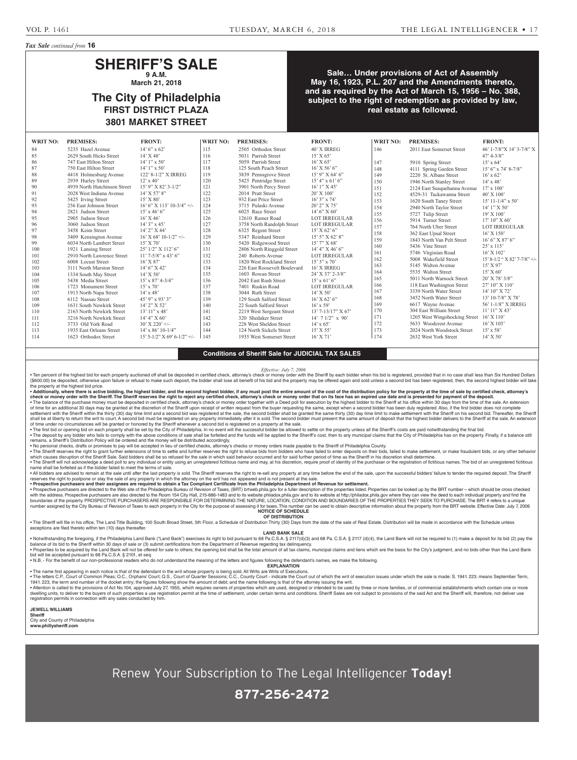*Tax Sale continued from* **16**

# SHERIFF'S SALE

**9 A.M.**

**March 21, 2018**

## The City of Philadelphia

### FIRST DISTRICT PLAZA

### 3801 MARKET STREET

**Sale… Under provisions of Act of Assembly May 16, 1923, P.L. 207 and the Amendments thereto, and as required by the Act of March 15, 1956 – No. 388, subject to the right of redemption as provided by law, real estate as followed.**

| WRIT NO: | PREMISES: | FRONT: |
|---|---|---|
| 84 | 5235 Hazel Avenue | 14' 6" x 62' |
| 85 | 2629 South Hicks Street | 14' X 48' |
| 86 | 747 East Hilton Street | 14' 1" x 50' |
| 87 | 750 East Hilton Street | 14' 1" x 50' |
| 88 | 4418 Holmesburg Avenue | 122' 8-1/2" X IRREG |
| 89 | 2939 Hurley Street | 12' x 40' |
| 90 | 4939 North Hutchinson Street | 15' 9" X 62' 3-1/2" |
| 91 | 2028 West Indiana Avenue | 14' X 57' 8" |
| 92 | 5425 Irving Street | 15' X 80' |
| 93 | 256 East Johnson Street | 16' 6" X 113' 10-3/4" +/- |
| 94 | 2821 Judson Street | 15' x 46' 6" |
| 95 | 2905 Judson Street | 16' X 46' |
| 96 | 3060 Judson Street | 14' 3" x 45' |
| 97 | 3458 Keim Street | 14' 2" X 44' |
| 98 | 3409 Kensington Avenue | 16' X 68' 10-1/2" +/- |
| 99 | 6034 North Lambert Street | 15' X 70' |
| 100 | 1921 Lansing Street | 25' 1/2" X 112' 6" |
| 101 | 2910 North Lawrence Street | 11' 7-5/8" x 43' 6" |
| 102 | 6008 Locust Street | 16' X 87' |
| 103 | 3111 North Marston Street | 14' 6" X 42' |
| 104 | 1334 South May Street | 14' X 50' |
| 105 | 5438 Media Street | 15' x 87' 4-3/4" |
| 106 | 1723 Monument Street | 15' x 70' |
| 107 | 1913 North Napa Street | 14' x 48' |
| 108 | 6112 Nassau Street | 45' 9" x 93' 3" |
| 109 | 1631 South Newkirk Street | 14' 2" X 52' |
| 110 | 2163 North Newkirk Street | 13' 11" x 48' |
| 111 | 3216 North Newkirk Street | 14' 4" X 60' |
| 112 | 3733 Old York Road | 30' X 220' +/- |
| 113 | 1935 East Orleans Street | 14' x 86' 10-1/4" |
| 114 | 1623 Orthodox Street | 15' 5-1/2" X 69' 6-1/2" +/- |
| 115 | 2505 Orthodox Street | 40' X IRREG |
| 116 | 5031 Parrish Street | 15' X 65' |
| 117 | 5059 Parrish Street | 16' X 65' |
| 118 | 125 South Peach Street | 16' X 56' 6" |
| 119 | 3839 Pennsgrove Street | 15' 9" X 64' 6" |
| 120 | 5425 Pentridge Street | 15' 4" x 61' 6" |
| 121 | 3901 North Percy Street | 16' 1" X 45' |
| 122 | 2014 Pratt Street | 20' X 100' |
| 123 | 932 East Price Street | 16' 3" x 74' |
| 124 | 3715 Pulaski Avenue | 20' 2" X 75' |
| 125 | 6025 Race Street | 14' 6" X 60' |
| 126 | 12610 Ramer Road | LOT IRREGULAR |
| 127 | 3758 North Randolph Street | LOT IRREGULAR |
| 128 | 6325 Regent Street | 15' X 62' 6" |
| 129 | 5347 Reinhard Street | 15' 5" X 62' 8" |
| 130 | 5420 Ridgewood Street | 15' 7" X 68' |
| 131 | 2806 North Ringgold Street | 14' 4" X 46' 6" |
| 132 | 240 Roberts Avenue | LOT IRREGULAR |
| 133 | 1820 West Rockland Street | 15' 3" x 70' |
| 134 | 226 East Roosevelt Boulevard | 16' X IRREG |
| 135 | 1603 Rowan Street | 24' X 37' 2-3/8" |
| 136 | 2042 East Rush Street | 15' x 61' 6" |
| 137 | 7401 Ruskin Road | LOT IRREGULAR |
| 138 | 3044 Ruth Street | 14' X 50' |
| 139 | 129 South Salford Street | 16' X 62' 6" |
| 140 | 22 South Salford Street | 16' x 59' |
| 141 | 2219 West Sergeant Street | 13' 7-13/17" X 67' |
| 142 | 320 Shedaker Street | 14' 7 1/2" x 90' |
| 143 | 228 West Sheldon Street | 14' x 65' |
| 144 | 124 North Sickels Street | 15' X 55' |
| 145 | 1935 West Somerset Street | 16' X 71' |
| 146 | 2011 East Somerset Street | 46' 1-7/8"X 14' 3-7/8" X 47' 4-3/8" |
| 147 | 5910 Spring Street | 15' x 64' |
| 148 | 4111 Spring Garden Street | 15' 6" x 74' 8-7/8" |
| 149 | 2220 St. Albans Street | 16' x 62' |
| 150 | 1946 North Stanley Street | 14' x 48' |
| 151 | 2124 East Susquehanna Avenue | 17' x 100' |
| 152 | 4529-31 Tackawanna Street | 40' X 100' |
| 153 | 1620 South Taney Street | 15' 11-1/4" x 50' |
| 154 | 2940 North Taylor Street | 14' 1" X 50' |
| 155 | 5727 Tulip Street | 19' X 100' |
| 156 | 5914 Turner Street | 17' 10" X 60' |
| 157 | 764 North Uber Street | LOT IRREGULAR |
| 158 | 362 East Upsal Street | 16' X 150' |
| 159 | 1843 North Van Pelt Street | 16' 6" X 87' 6" |
| 160 | 5436 Vine Street | 25' x 115' |
| 161 | 5746 Virginian Road | 16' X 102' |
| 162 | 5008 Wakefield Street | 15' 8-1/2 " X 82' 7-7/8" +/- |
| 163 | 5145 Walton Avenue | 15' X 97' |
| 164 | 5535 Walton Street | 15' X 60' |
| 165 | 5011 North Warnock Street | 20' X 78' 3/8" |
| 166 | 118 East Washington Street | 27' 10" X 110' |
| 167 | 3339 North Water Street | 14' 10" X 72' |
| 168 | 3452 North Water Street | 13' 10-7/8" X 78' |
| 169 | 6617 Wayne Avenue | 56' 1-1/8" X IRREG |
| 170 | 304 East William Street | 11' 11" X 43' |
| 171 | 1205 West Wingohocking Street | 16' X 110' |
| 172 | 5633 Woodcrest Avenue | 16' X 105' |
| 173 | 2024 North Woodstock Street | 15' x 58' |
| 174 | 2632 West York Street | 14' X 50' |

### Conditions of Sheriff Sale for JUDICIAL TAX SALES

*Effective: July 7, 2006*

• Ten percent of the highest bid for each property auctioned off shall be deposited in certified check, attorney's check or money order with the Sheriff by each bidder when his bid is registered, provided that in no case shall less than Six Hundred Dollars ($600.00) be deposited, otherwise upon failure or refusal to make such deposit, the bidder shall lose all benefit of his bid and the property may be offered again and sold unless a second bid has been registered, then, the second highest bidder will take the property at the highest bid price.

• **Additionally, where there is active bidding, the highest bidder, and the second highest bidder, if any must post the entire amount of the cost of the distribution policy for the property at the time of sale by certified check, attorney's check or money order with the Sheriff. The Sheriff reserves the right to reject any certified check, attorney's check or money order that on its face has an expired use date and is presented for payment of the deposit.**

• The balance of the purchase money must be deposited in certified check, attorney's check or money order together with a Deed poll for execution by the highest bidder to the Sheriff at his office within 30 days from the time of the sale. An extension of time for an additional 30 days may be granted at the discretion of the Sheriff upon receipt of written request from the buyer requesting the same, except when a second bidder has been duly registered. Also, if the first bidder does not complete settlement with the Sheriff within the thirty (30) day time limit and a second bid was registered at the sale, the second bidder shall be granted the same thirty (30) day time limit to make settlement with the Sheriff on his second bid. Thereafter, the Sheriff shall be at liberty to return the writ to court. A second bid must be registered on any property immediately after it is sold. The second bidder must present the same amount of deposit that the highest bidder delivers to the Sheriff at the sale. An extension of time under no circumstances will be granted or honored by the Sheriff whenever a second bid is registered on a property at the sale.

• The first bid or opening bid on each property shall be set by the City of Philadelphia. In no event will the successful bidder be allowed to settle on the property unless all the Sheriff's costs are paid notwithstanding the final bid.

• The deposit by any bidder who fails to comply with the above conditions of sale shall be forfeited and the funds will be applied to the Sheriff's cost, then to any municipal claims that the City of Philadelphia has on the property. Finally, if a balance still remains, a Sheriff's Distribution Policy will be ordered and the money will be distributed accordingly.

• No personal checks, drafts or promises to pay will be accepted in lieu of certified checks, attorney's checks or money orders made payable to the Sheriff of Philadelphia County.

• The Sheriff reserves the right to grant further extensions of time to settle and further reserves the right to refuse bids from bidders who have failed to enter deposits on their bids, failed to make settlement, or make fraudulent bids, or any other behavior which causes disruption of the Sheriff Sale. Said bidders shall be so refused for the sale in which said behavior occurred and for said further period of time as the Sheriff in his discretion shall determine.

• The Sheriff will not acknowledge a deed poll to any individual or entity using an unregistered fictitious name and may, at his discretion, require proof of identity of the purchaser or the registration of fictitious names. The bid of an unregistered fictitious name shall be forfeited as if the bidder failed to meet the terms of sale.

• All bidders are advised to remain at the sale until after the last property is sold. The Sheriff reserves the right to re-sell any property at any time before the end of the sale, upon the successful bidders' failure to tender the required deposit. The Sheriff reserves the right to postpone or stay the sale of any property in which the attorney on the writ has not appeared and is not present at the sale.

• **Prospective purchasers and their assignees are required to obtain a Tax Compliant Certificate from the Philadelphia Department of Revenue for settlement.**

• Prospective purchasers are directed to the Web site of the Philadelphia Bureau of Revision of Taxes, (BRT) brtweb.phila.gov for a fuller description of the properties listed. Properties can be looked up by the BRT number – which should be cross checked with the address. Prospective purchasers are also directed to the Room 154 City Hall, 215-686-1483 and to its website philadox.phila.gov and to its website at http://philadox.phila.gov where they can view the deed to each individual property and find the boundaries of the property. PROSPECTIVE PURCHASERS ARE RESPONSIBLE FOR DETERMINING THE NATURE, LOCATION, CONDITION AND BOUNDARIES OF THE PROPERTIES THEY SEEK TO PURCHASE. The BRT # refers to a unique number assigned by the City Bureau of Revision of Taxes to each property in the City for the purpose of assessing it for taxes. This number can be used to obtain descriptive information about the property from the BRT website. Effective Date: July 7, 2006

**NOTICE OF SCHEDULE OF DISTRIBUTION**

• The Sheriff will file in his office, The Land Title Building, 100 South Broad Street, 5th Floor, a Schedule of Distribution Thirty (30) Days from the date of the sale of Real Estate. Distribution will be made in accordance with the Schedule unless exceptions are filed thereto within ten (10) days thereafter.

**LAND BANK SALE**

• Notwithstanding the foregoing, if the Philadelphia Land Bank ("Land Bank") exercises its right to bid pursuant to 68 Pa.C.S.A. § 2117(d)(3) and 68 Pa. C.S.A. § 2117 (d)(4), the Land Bank will not be required to (1) make a deposit for its bid (2) pay the balance of its bid to the Sheriff within 30 days of sale or (3) submit certifications from the Department of Revenue regarding tax delinquency.

• Properties to be acquired by the Land Bank will not be offered for sale to others; the opening bid shall be the total amount of all tax claims, municipal claims and liens which are the basis for the City's judgment, and no bids other than the Land Bank bid will be accepted pursuant to 68 Pa.C.S.A. § 2101, et seq.

• N.B. - For the benefit of our non-professional readers who do not understand the meaning of the letters and figures following the defendant's names, we make the following.

**EXPLANATION**

• The name first appearing in each notice is that of the defendant in the writ whose property is being sold. All Writs are Writs of Executions.

• The letters C.P., Court of Common Pleas; O.C., Orphans' Court; Q.S., Court of Quarter Sessions; C.C., County Court - indicate the Court out of which the writ of execution issues under which the sale is made: S. 1941. 223. means September Term, 1941. 223, the term and number of the docket entry; the figures following show the amount of debt; and the name following is that of the attorney issuing the writ.

• Attention is called to the provisions of Act No.104, approved July 27, 1955, which requires owners of properties which are used, designed or intended to be used by three or more families, or of commercial establishments which contain one or more dwelling units, to deliver to the buyers of such properties a use registration permit at the time of settlement, under certain terms and conditions. Sheriff Sales are not subject to provisions of the said Act and the Sheriff will, therefore, not deliver use registration permits in connection with any sales conducted by him.

**JEWELL WILLIAMS**
**Sheriff**
City and County of Philadelphia
**www.phillysheriff.com**

Renew Your Subscription to The Legal Intelligencer **Today!**

**877-256-2472**